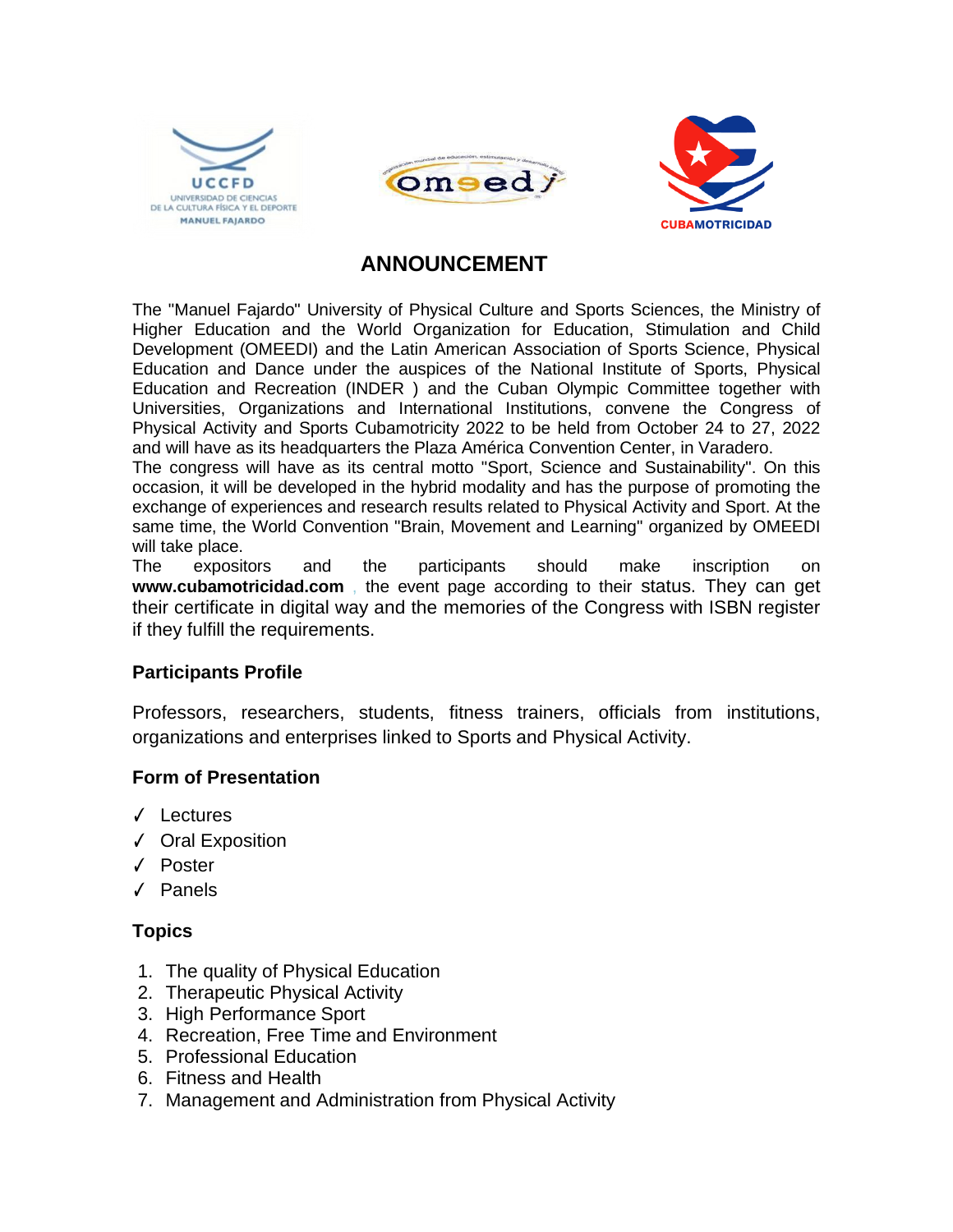# ANNOUNCEMENT

The "Manuel Fajardo" University of Physical Culture and Sports Sciences, the Ministry of Higher Education and the World Organization for Education, Stimulation and Child Development (OMEEDI) and the Latin American Association of Sports Science, Physical Education and Dance under the auspices of the National Institute of Sports, Physical Education and Recreation (INDER ) and the Cuban Olympic Committee together with Universities, Organizations and International Institutions, convene the Congress of Physical Activity and Sports Cubamotricity 2022 to be held from October 24 to 27, 2022 and will have as its headquarters the Plaza América Convention Center, in Varadero.

The congress will have as its central motto "Sport, Science and Sustainability". On this occasion, it will be developed in the hybrid modality and has the purpose of promoting the exchange of experiences and research results related to Physical Activity and Sport. At the same time, the World Convention "Brain, Movement and Learning" organized by OMEEDI will take place.

The expositors and the participants should make inscription on **www.cubamotricidad.com** , the event page according to their status. They can get their certificate in digital way and the memories of the Congress with ISBN register if they fulfill the requirements.

### Participants Profile

Professors, researchers, students, fitness trainers, officials from institutions, organizations and enterprises linked to Sports and Physical Activity.

### Form of Presentation

- ✓ Lectures
- ✓ Oral Exposition
- ✓ Poster
- ✓ Panels

### Topics

1. The quality of Physical Education
2. Therapeutic Physical Activity
3. High Performance Sport
4. Recreation, Free Time and Environment
5. Professional Education
6. Fitness and Health
7. Management and Administration from Physical Activity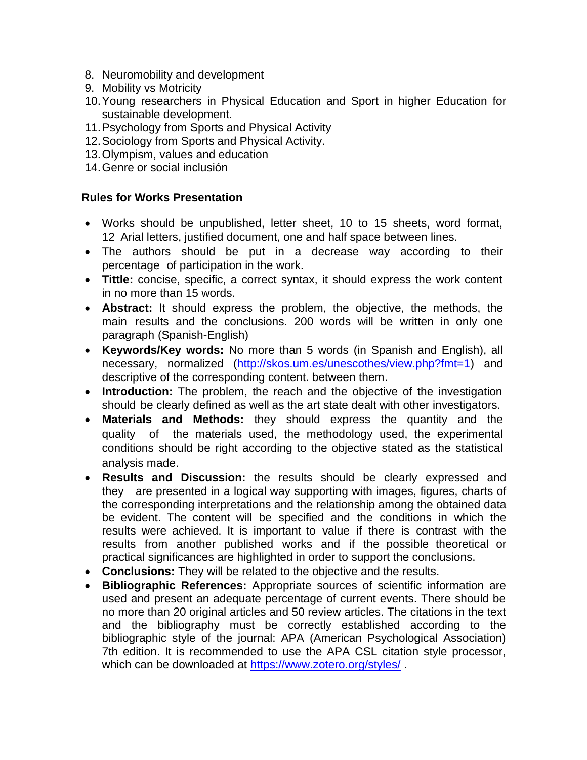8. Neuromobility and development
9. Mobility vs Motricity
10. Young researchers in Physical Education and Sport in higher Education for sustainable development.
11. Psychology from Sports and Physical Activity
12. Sociology from Sports and Physical Activity.
13. Olympism, values and education
14. Genre or social inclusión

**Rules for Works Presentation**

- Works should be unpublished, letter sheet, 10 to 15 sheets, word format, 12 Arial letters, justified document, one and half space between lines.
- The authors should be put in a decrease way according to their percentage of participation in the work.
- **Tittle:** concise, specific, a correct syntax, it should express the work content in no more than 15 words.
- **Abstract:** It should express the problem, the objective, the methods, the main results and the conclusions. 200 words will be written in only one paragraph (Spanish-English)
- **Keywords/Key words:** No more than 5 words (in Spanish and English), all necessary, normalized (http://skos.um.es/unescothes/view.php?fmt=1) and descriptive of the corresponding content. between them.
- **Introduction:** The problem, the reach and the objective of the investigation should be clearly defined as well as the art state dealt with other investigators.
- **Materials and Methods:** they should express the quantity and the quality of the materials used, the methodology used, the experimental conditions should be right according to the objective stated as the statistical analysis made.
- **Results and Discussion:** the results should be clearly expressed and they are presented in a logical way supporting with images, figures, charts of the corresponding interpretations and the relationship among the obtained data be evident. The content will be specified and the conditions in which the results were achieved. It is important to value if there is contrast with the results from another published works and if the possible theoretical or practical significances are highlighted in order to support the conclusions.
- **Conclusions:** They will be related to the objective and the results.
- **Bibliographic References:** Appropriate sources of scientific information are used and present an adequate percentage of current events. There should be no more than 20 original articles and 50 review articles. The citations in the text and the bibliography must be correctly established according to the bibliographic style of the journal: APA (American Psychological Association) 7th edition. It is recommended to use the APA CSL citation style processor, which can be downloaded at https://www.zotero.org/styles/ .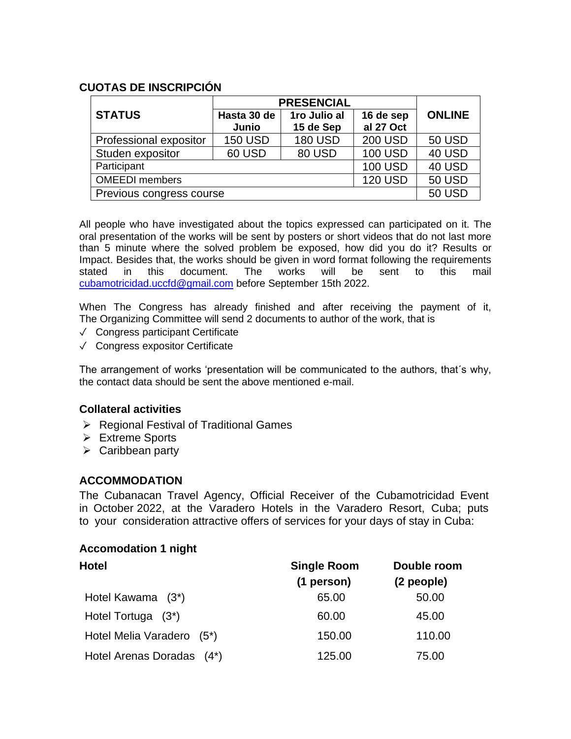## CUOTAS DE INSCRIPCIÓN

| STATUS | PRESENCIAL | | | ONLINE |
|---|---|---|---|---|
| | Hasta 30 de Junio | 1ro Julio al 15 de Sep | 16 de sep al 27 Oct | |
| Professional expositor | 150 USD | 180 USD | 200 USD | 50 USD |
| Studen expositor | 60 USD | 80 USD | 100 USD | 40 USD |
| Participant | | | 100 USD | 40 USD |
| OMEEDI members | | | 120 USD | 50 USD |
| Previous congress course | | | | 50 USD |

All people who have investigated about the topics expressed can participated on it. The oral presentation of the works will be sent by posters or short videos that do not last more than 5 minute where the solved problem be exposed, how did you do it? Results or Impact. Besides that, the works should be given in word format following the requirements stated in this document. The works will be sent to this mail cubamotricidad.uccfd@gmail.com before September 15th 2022.

When The Congress has already finished and after receiving the payment of it, The Organizing Committee will send 2 documents to author of the work, that is

- ✓ Congress participant Certificate
- ✓ Congress expositor Certificate

The arrangement of works 'presentation will be communicated to the authors, that´s why, the contact data should be sent the above mentioned e-mail.

### Collateral activities

- ➢ Regional Festival of Traditional Games
- ➢ Extreme Sports
- ➢ Caribbean party

### ACCOMMODATION

The Cubanacan Travel Agency, Official Receiver of the Cubamotricidad Event in October 2022, at the Varadero Hotels in the Varadero Resort, Cuba; puts to your consideration attractive offers of services for your days of stay in Cuba:

### Accomodation 1 night

| Hotel | Single Room (1 person) | Double room (2 people) |
|---|---|---|
| Hotel Kawama (3*) | 65.00 | 50.00 |
| Hotel Tortuga (3*) | 60.00 | 45.00 |
| Hotel Melia Varadero (5*) | 150.00 | 110.00 |
| Hotel Arenas Doradas (4*) | 125.00 | 75.00 |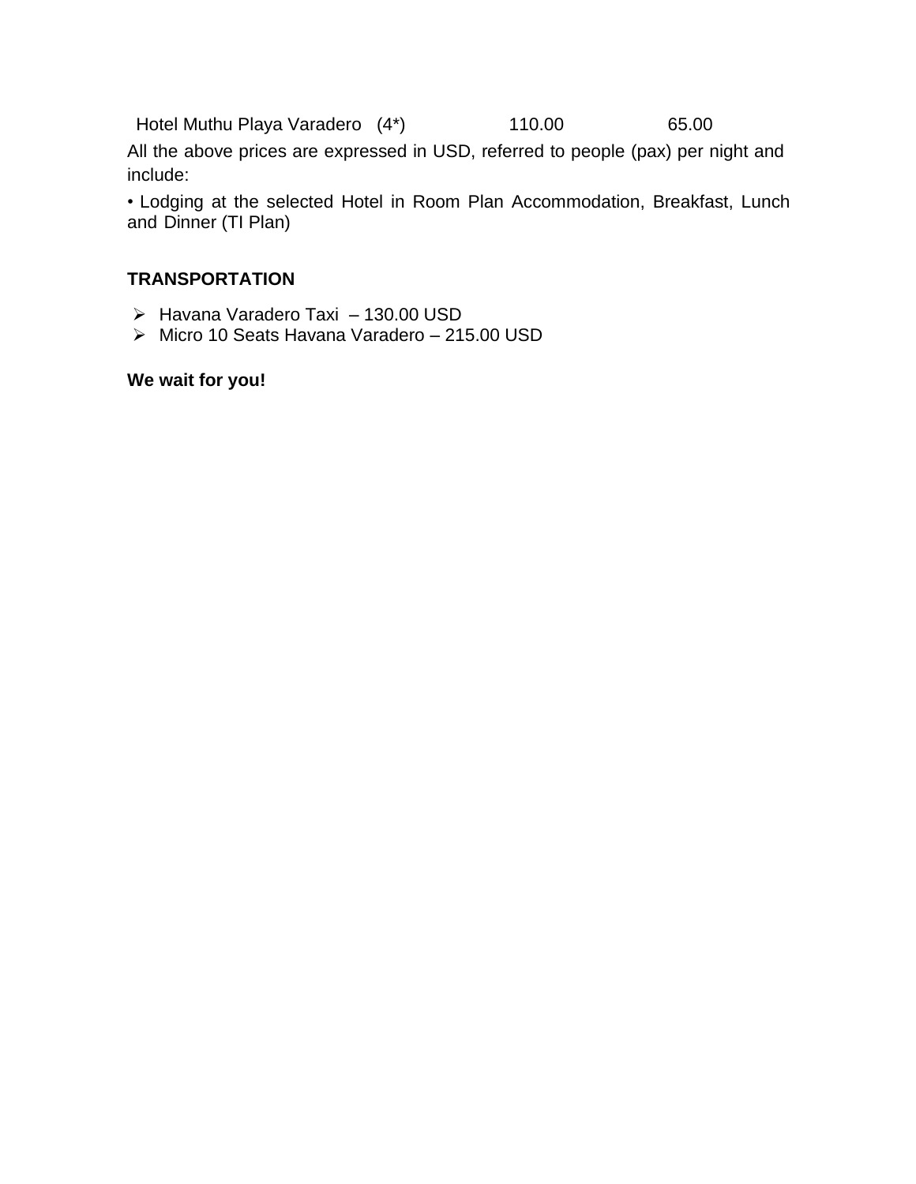| | | |
|---|---|---|
| Hotel Muthu Playa Varadero (4*) | 110.00 | 65.00 |

All the above prices are expressed in USD, referred to people (pax) per night and include:

• Lodging at the selected Hotel in Room Plan Accommodation, Breakfast, Lunch and Dinner (TI Plan)

**TRANSPORTATION**

- Havana Varadero Taxi – 130.00 USD
- Micro 10 Seats Havana Varadero – 215.00 USD

**We wait for you!**